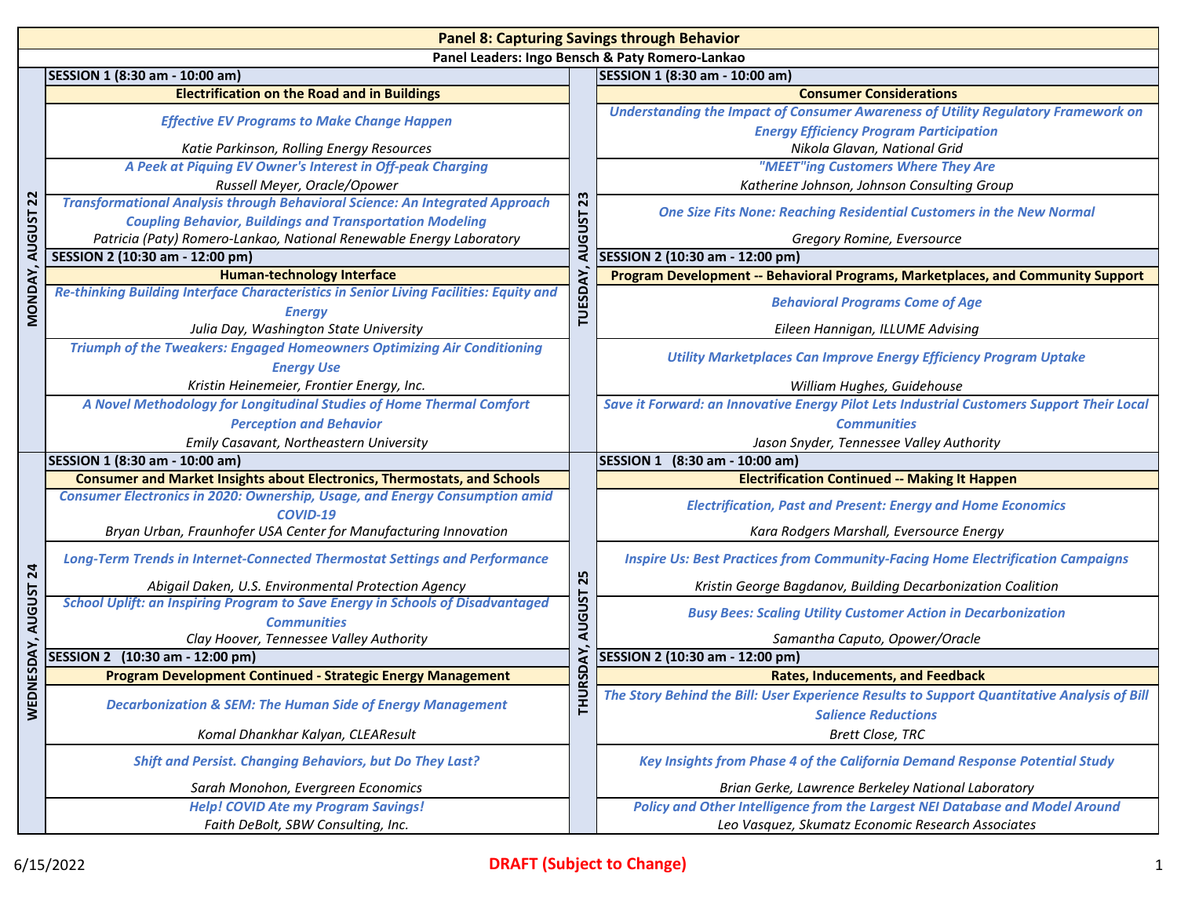# Panel 8: Capturing Savings through Behavior

**Panel Leaders: Ingo Bensch & Paty Romero-Lankao**

## MONDAY, AUGUST 22

### SESSION 1 (8:30 am - 10:00 am)

**Electrification on the Road and in Buildings**

*Effective EV Programs to Make Change Happen*
*Katie Parkinson, Rolling Energy Resources*

*A Peek at Piquing EV Owner's Interest in Off-peak Charging*
*Russell Meyer, Oracle/Opower*

*Transformational Analysis through Behavioral Science: An Integrated Approach Coupling Behavior, Buildings and Transportation Modeling*
*Patricia (Paty) Romero-Lankao, National Renewable Energy Laboratory*

### SESSION 2 (10:30 am - 12:00 pm)

**Human-technology Interface**

*Re-thinking Building Interface Characteristics in Senior Living Facilities: Equity and Energy*
*Julia Day, Washington State University*

*Triumph of the Tweakers: Engaged Homeowners Optimizing Air Conditioning Energy Use*
*Kristin Heinemeier, Frontier Energy, Inc.*

*A Novel Methodology for Longitudinal Studies of Home Thermal Comfort Perception and Behavior*
*Emily Casavant, Northeastern University*

## TUESDAY, AUGUST 23

### SESSION 1 (8:30 am - 10:00 am)

**Consumer Considerations**

*Understanding the Impact of Consumer Awareness of Utility Regulatory Framework on Energy Efficiency Program Participation*
*Nikola Glavan, National Grid*

*"MEET"ing Customers Where They Are*
*Katherine Johnson, Johnson Consulting Group*

*One Size Fits None: Reaching Residential Customers in the New Normal*
*Gregory Romine, Eversource*

### SESSION 2 (10:30 am - 12:00 pm)

**Program Development -- Behavioral Programs, Marketplaces, and Community Support**

*Behavioral Programs Come of Age*
*Eileen Hannigan, ILLUME Advising*

*Utility Marketplaces Can Improve Energy Efficiency Program Uptake*
*William Hughes, Guidehouse*

*Save it Forward: an Innovative Energy Pilot Lets Industrial Customers Support Their Local Communities*
*Jason Snyder, Tennessee Valley Authority*

## WEDNESDAY, AUGUST 24

### SESSION 1 (8:30 am - 10:00 am)

**Consumer and Market Insights about Electronics, Thermostats, and Schools**

*Consumer Electronics in 2020: Ownership, Usage, and Energy Consumption amid COVID-19*
*Bryan Urban, Fraunhofer USA Center for Manufacturing Innovation*

*Long-Term Trends in Internet-Connected Thermostat Settings and Performance*
*Abigail Daken, U.S. Environmental Protection Agency*

*School Uplift: an Inspiring Program to Save Energy in Schools of Disadvantaged Communities*
*Clay Hoover, Tennessee Valley Authority*

### SESSION 2 (10:30 am - 12:00 pm)

**Program Development Continued - Strategic Energy Management**

*Decarbonization & SEM: The Human Side of Energy Management*
*Komal Dhankhar Kalyan, CLEAResult*

*Shift and Persist. Changing Behaviors, but Do They Last?*
*Sarah Monohon, Evergreen Economics*

*Help! COVID Ate my Program Savings!*
*Faith DeBolt, SBW Consulting, Inc.*

## THURSDAY, AUGUST 25

### SESSION 1 (8:30 am - 10:00 am)

**Electrification Continued -- Making It Happen**

*Electrification, Past and Present: Energy and Home Economics*
*Kara Rodgers Marshall, Eversource Energy*

*Inspire Us: Best Practices from Community-Facing Home Electrification Campaigns*
*Kristin George Bagdanov, Building Decarbonization Coalition*

*Busy Bees: Scaling Utility Customer Action in Decarbonization*
*Samantha Caputo, Opower/Oracle*

### SESSION 2 (10:30 am - 12:00 pm)

**Rates, Inducements, and Feedback**

*The Story Behind the Bill: User Experience Results to Support Quantitative Analysis of Bill Salience Reductions*
*Brett Close, TRC*

*Key Insights from Phase 4 of the California Demand Response Potential Study*
*Brian Gerke, Lawrence Berkeley National Laboratory*

*Policy and Other Intelligence from the Largest NEI Database and Model Around*
*Leo Vasquez, Skumatz Economic Research Associates*

6/15/2022

**DRAFT (Subject to Change)**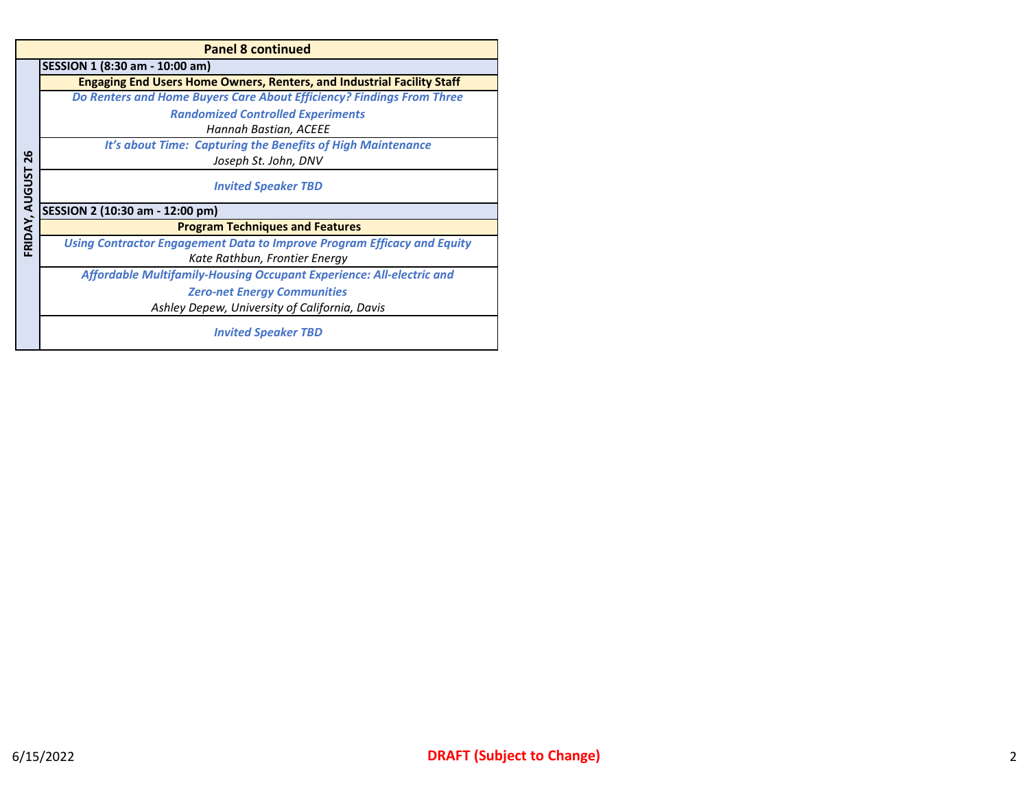| Panel 8 continued | |
|---|---|
| FRIDAY, AUGUST 26 | **SESSION 1 (8:30 am - 10:00 am)** |
| | **Engaging End Users Home Owners, Renters, and Industrial Facility Staff** |
| | ***Do Renters and Home Buyers Care About Efficiency? Findings From Three Randomized Controlled Experiments***<br>*Hannah Bastian, ACEEE* |
| | ***It's about Time: Capturing the Benefits of High Maintenance***<br>*Joseph St. John, DNV* |
| | ***Invited Speaker TBD*** |
| | **SESSION 2 (10:30 am - 12:00 pm)** |
| | **Program Techniques and Features** |
| | ***Using Contractor Engagement Data to Improve Program Efficacy and Equity***<br>*Kate Rathbun, Frontier Energy* |
| | ***Affordable Multifamily-Housing Occupant Experience: All-electric and Zero-net Energy Communities***<br>*Ashley Depew, University of California, Davis* |
| | ***Invited Speaker TBD*** |

6/15/2022

**DRAFT (Subject to Change)**